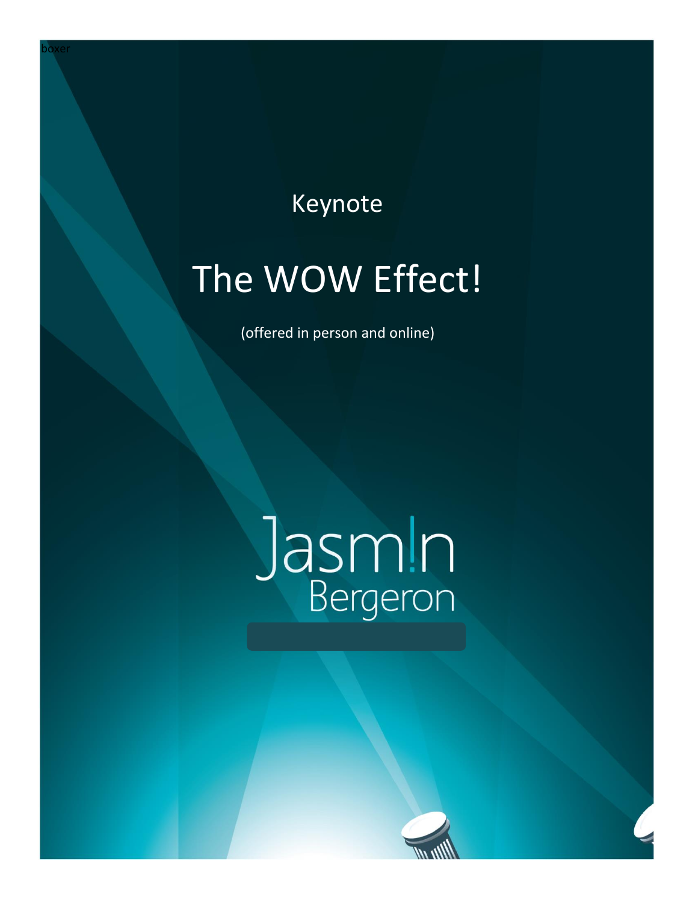boxer

Keynote

# The WOW Effect!

(offered in person and online)

Jasm!n
Bergeron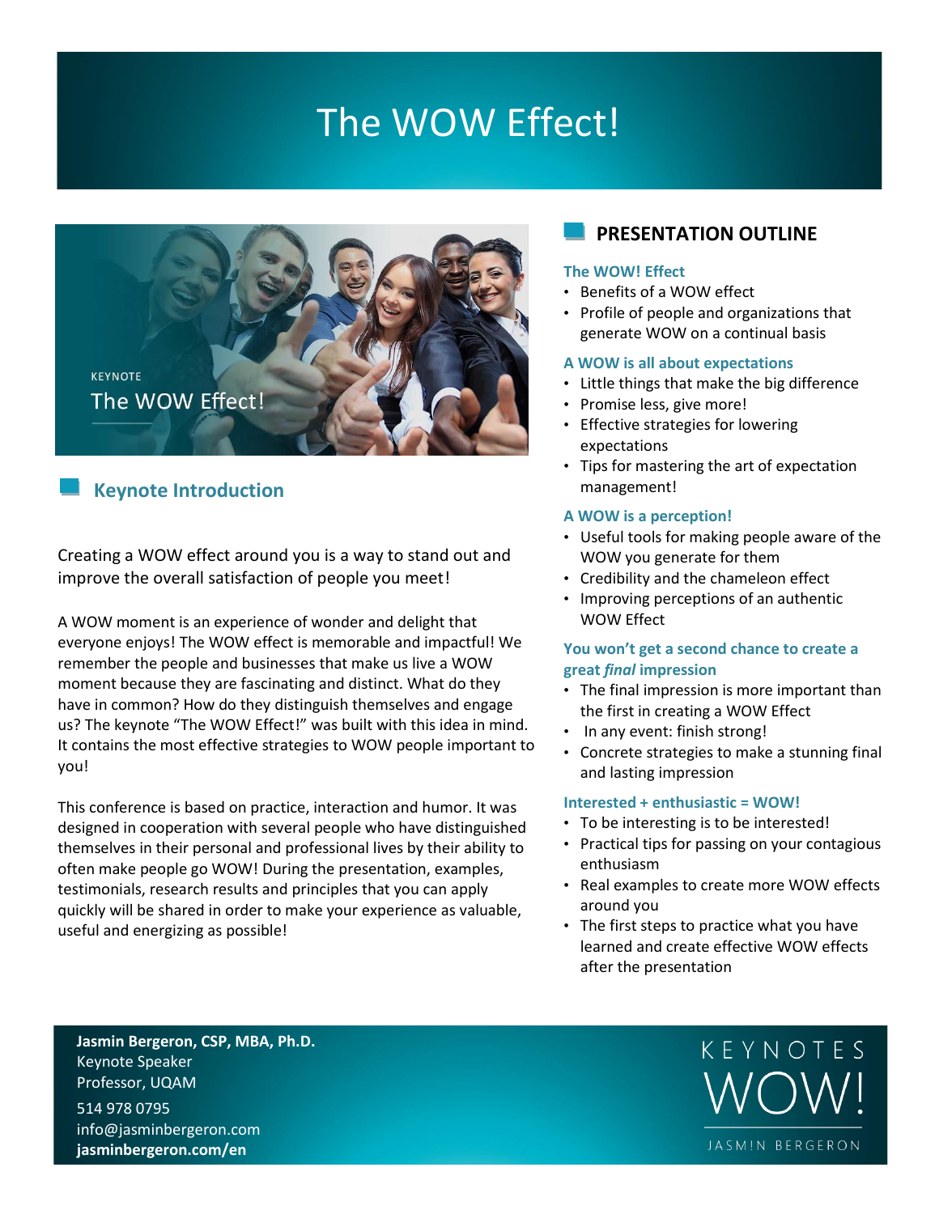# The WOW Effect!

KEYNOTE
The WOW Effect!

## Keynote Introduction

Creating a WOW effect around you is a way to stand out and improve the overall satisfaction of people you meet!

A WOW moment is an experience of wonder and delight that everyone enjoys! The WOW effect is memorable and impactful! We remember the people and businesses that make us live a WOW moment because they are fascinating and distinct. What do they have in common? How do they distinguish themselves and engage us? The keynote “The WOW Effect!” was built with this idea in mind. It contains the most effective strategies to WOW people important to you!

This conference is based on practice, interaction and humor. It was designed in cooperation with several people who have distinguished themselves in their personal and professional lives by their ability to often make people go WOW! During the presentation, examples, testimonials, research results and principles that you can apply quickly will be shared in order to make your experience as valuable, useful and energizing as possible!

## PRESENTATION OUTLINE

### The WOW! Effect

- Benefits of a WOW effect
- Profile of people and organizations that generate WOW on a continual basis

### A WOW is all about expectations

- Little things that make the big difference
- Promise less, give more!
- Effective strategies for lowering expectations
- Tips for mastering the art of expectation management!

### A WOW is a perception!

- Useful tools for making people aware of the WOW you generate for them
- Credibility and the chameleon effect
- Improving perceptions of an authentic WOW Effect

### You won’t get a second chance to create a great *final* impression

- The final impression is more important than the first in creating a WOW Effect
- In any event: finish strong!
- Concrete strategies to make a stunning final and lasting impression

### Interested + enthusiastic = WOW!

- To be interesting is to be interested!
- Practical tips for passing on your contagious enthusiasm
- Real examples to create more WOW effects around you
- The first steps to practice what you have learned and create effective WOW effects after the presentation

**Jasmin Bergeron, CSP, MBA, Ph.D.**
Keynote Speaker
Professor, UQAM
514 978 0795
info@jasminbergeron.com
**jasminbergeron.com/en**

KEYNOTES WOW! JASMIN BERGERON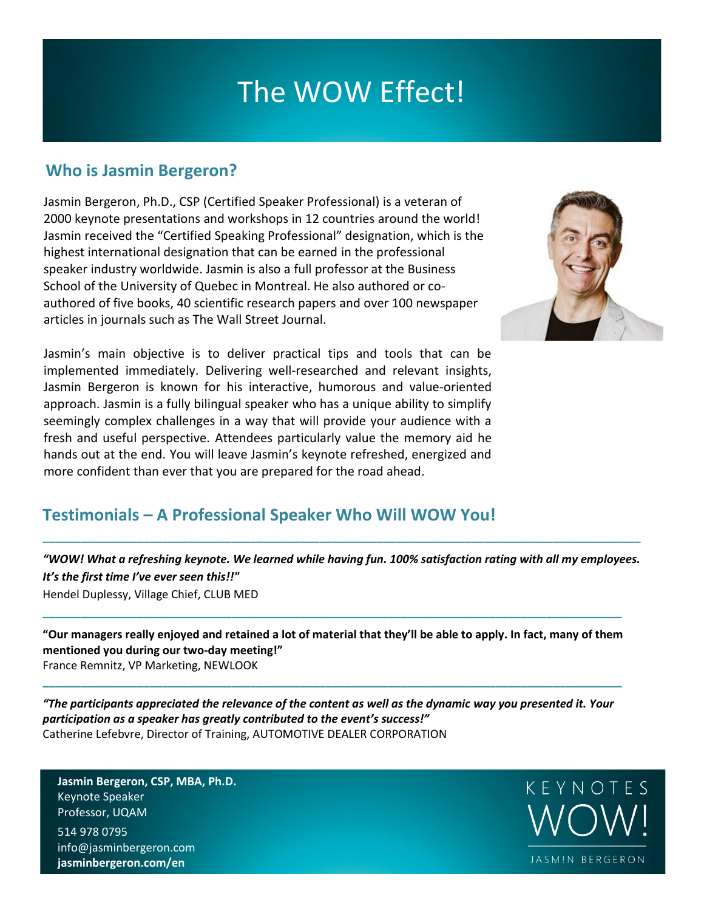# The WOW Effect!

## Who is Jasmin Bergeron?

Jasmin Bergeron, Ph.D., CSP (Certified Speaker Professional) is a veteran of 2000 keynote presentations and workshops in 12 countries around the world! Jasmin received the "Certified Speaking Professional" designation, which is the highest international designation that can be earned in the professional speaker industry worldwide. Jasmin is also a full professor at the Business School of the University of Quebec in Montreal. He also authored or co-authored of five books, 40 scientific research papers and over 100 newspaper articles in journals such as The Wall Street Journal.

Jasmin's main objective is to deliver practical tips and tools that can be implemented immediately. Delivering well-researched and relevant insights, Jasmin Bergeron is known for his interactive, humorous and value-oriented approach. Jasmin is a fully bilingual speaker who has a unique ability to simplify seemingly complex challenges in a way that will provide your audience with a fresh and useful perspective. Attendees particularly value the memory aid he hands out at the end. You will leave Jasmin's keynote refreshed, energized and more confident than ever that you are prepared for the road ahead.

## Testimonials – A Professional Speaker Who Will WOW You!

---

***"WOW! What a refreshing keynote. We learned while having fun. 100% satisfaction rating with all my employees. It's the first time I've ever seen this!!"***
Hendel Duplessy, Village Chief, CLUB MED

---

**"Our managers really enjoyed and retained a lot of material that they'll be able to apply. In fact, many of them mentioned you during our two-day meeting!"**
France Remnitz, VP Marketing, NEWLOOK

---

***"The participants appreciated the relevance of the content as well as the dynamic way you presented it. Your participation as a speaker has greatly contributed to the event's success!"***
Catherine Lefebvre, Director of Training, AUTOMOTIVE DEALER CORPORATION

**Jasmin Bergeron, CSP, MBA, Ph.D.**
Keynote Speaker
Professor, UQAM
514 978 0795
info@jasminbergeron.com
**jasminbergeron.com/en**

KEYNOTES WOW! JASMIN BERGERON